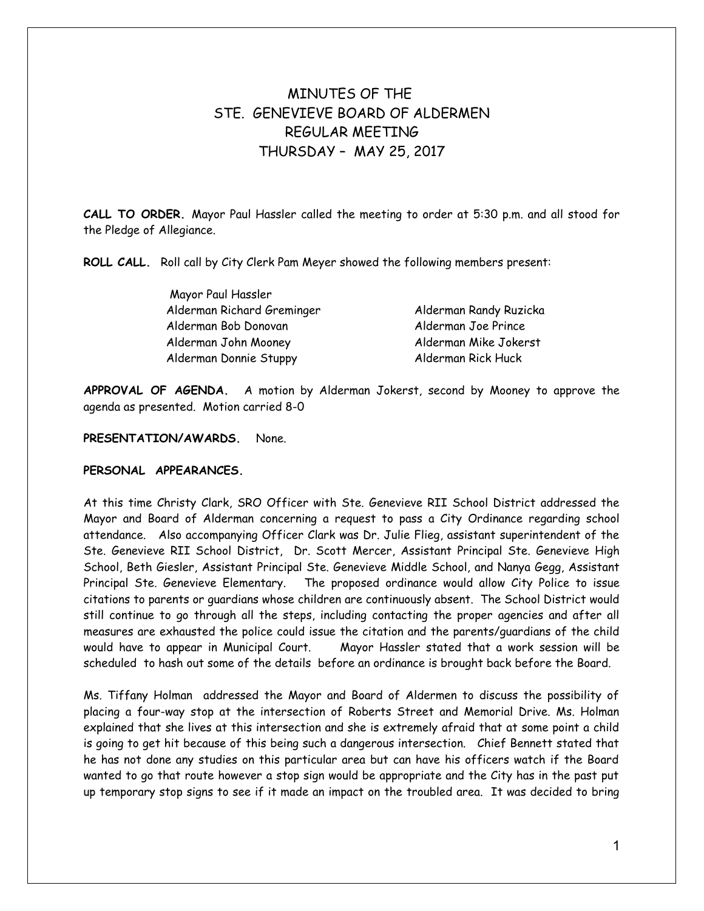# MINUTES OF THE STE. GENEVIEVE BOARD OF ALDERMEN REGULAR MEETING THURSDAY – MAY 25, 2017

**CALL TO ORDER.** Mayor Paul Hassler called the meeting to order at 5:30 p.m. and all stood for the Pledge of Allegiance.

**ROLL CALL.** Roll call by City Clerk Pam Meyer showed the following members present:

Mayor Paul Hassler

| | |
|---|---|
| Alderman Richard Greminger | Alderman Randy Ruzicka |
| Alderman Bob Donovan | Alderman Joe Prince |
| Alderman John Mooney | Alderman Mike Jokerst |
| Alderman Donnie Stuppy | Alderman Rick Huck |

**APPROVAL OF AGENDA.** A motion by Alderman Jokerst, second by Mooney to approve the agenda as presented. Motion carried 8-0

**PRESENTATION/AWARDS.** None.

**PERSONAL APPEARANCES.**

At this time Christy Clark, SRO Officer with Ste. Genevieve RII School District addressed the Mayor and Board of Alderman concerning a request to pass a City Ordinance regarding school attendance. Also accompanying Officer Clark was Dr. Julie Flieg, assistant superintendent of the Ste. Genevieve RII School District, Dr. Scott Mercer, Assistant Principal Ste. Genevieve High School, Beth Giesler, Assistant Principal Ste. Genevieve Middle School, and Nanya Gegg, Assistant Principal Ste. Genevieve Elementary. The proposed ordinance would allow City Police to issue citations to parents or guardians whose children are continuously absent. The School District would still continue to go through all the steps, including contacting the proper agencies and after all measures are exhausted the police could issue the citation and the parents/guardians of the child would have to appear in Municipal Court. Mayor Hassler stated that a work session will be scheduled to hash out some of the details before an ordinance is brought back before the Board.

Ms. Tiffany Holman addressed the Mayor and Board of Aldermen to discuss the possibility of placing a four-way stop at the intersection of Roberts Street and Memorial Drive. Ms. Holman explained that she lives at this intersection and she is extremely afraid that at some point a child is going to get hit because of this being such a dangerous intersection. Chief Bennett stated that he has not done any studies on this particular area but can have his officers watch if the Board wanted to go that route however a stop sign would be appropriate and the City has in the past put up temporary stop signs to see if it made an impact on the troubled area. It was decided to bring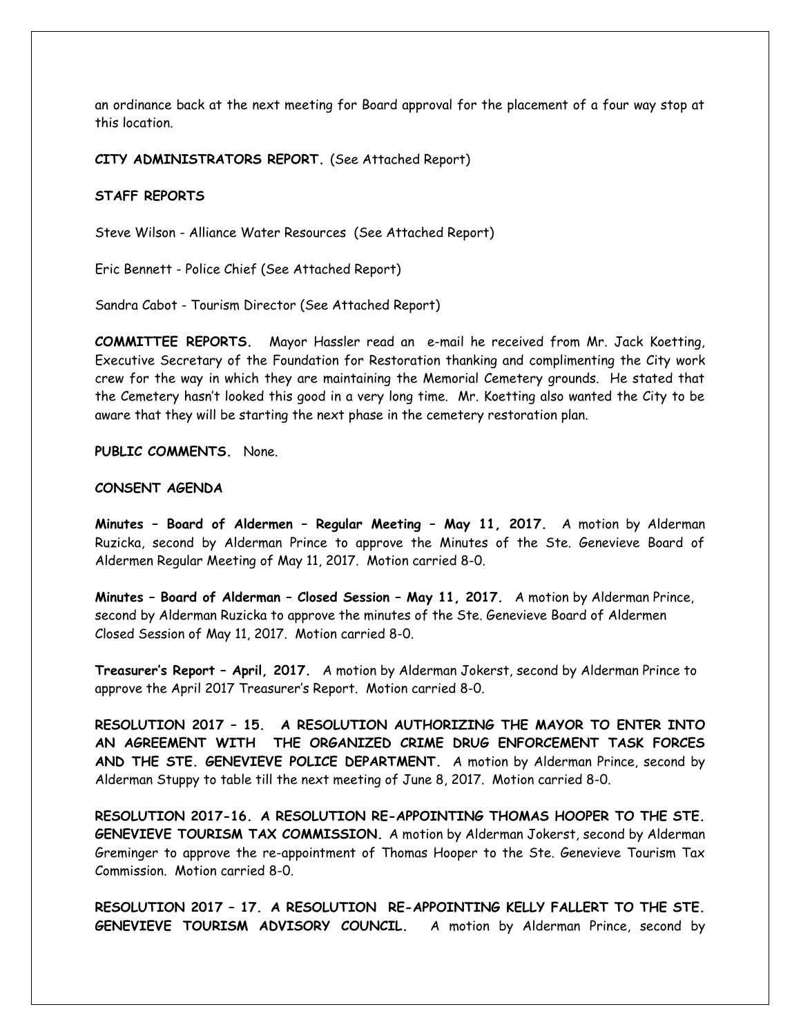an ordinance back at the next meeting for Board approval for the placement of a four way stop at this location.

**CITY ADMINISTRATORS REPORT.** (See Attached Report)

**STAFF REPORTS**

Steve Wilson - Alliance Water Resources (See Attached Report)

Eric Bennett - Police Chief (See Attached Report)

Sandra Cabot - Tourism Director (See Attached Report)

**COMMITTEE REPORTS.** Mayor Hassler read an e-mail he received from Mr. Jack Koetting, Executive Secretary of the Foundation for Restoration thanking and complimenting the City work crew for the way in which they are maintaining the Memorial Cemetery grounds. He stated that the Cemetery hasn't looked this good in a very long time. Mr. Koetting also wanted the City to be aware that they will be starting the next phase in the cemetery restoration plan.

**PUBLIC COMMENTS.** None.

**CONSENT AGENDA**

**Minutes – Board of Aldermen – Regular Meeting – May 11, 2017.** A motion by Alderman Ruzicka, second by Alderman Prince to approve the Minutes of the Ste. Genevieve Board of Aldermen Regular Meeting of May 11, 2017. Motion carried 8-0.

**Minutes – Board of Alderman – Closed Session – May 11, 2017.** A motion by Alderman Prince, second by Alderman Ruzicka to approve the minutes of the Ste. Genevieve Board of Aldermen Closed Session of May 11, 2017. Motion carried 8-0.

**Treasurer's Report – April, 2017.** A motion by Alderman Jokerst, second by Alderman Prince to approve the April 2017 Treasurer's Report. Motion carried 8-0.

**RESOLUTION 2017 – 15. A RESOLUTION AUTHORIZING THE MAYOR TO ENTER INTO AN AGREEMENT WITH THE ORGANIZED CRIME DRUG ENFORCEMENT TASK FORCES AND THE STE. GENEVIEVE POLICE DEPARTMENT.** A motion by Alderman Prince, second by Alderman Stuppy to table till the next meeting of June 8, 2017. Motion carried 8-0.

**RESOLUTION 2017-16. A RESOLUTION RE-APPOINTING THOMAS HOOPER TO THE STE. GENEVIEVE TOURISM TAX COMMISSION.** A motion by Alderman Jokerst, second by Alderman Greminger to approve the re-appointment of Thomas Hooper to the Ste. Genevieve Tourism Tax Commission. Motion carried 8-0.

**RESOLUTION 2017 – 17. A RESOLUTION RE-APPOINTING KELLY FALLERT TO THE STE. GENEVIEVE TOURISM ADVISORY COUNCIL.** A motion by Alderman Prince, second by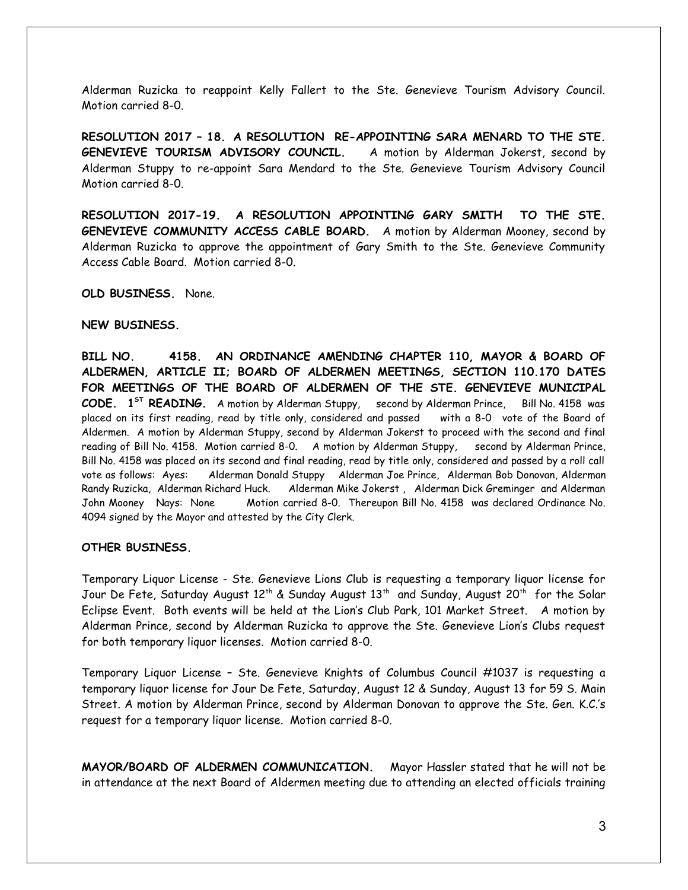Alderman Ruzicka to reappoint Kelly Fallert to the Ste. Genevieve Tourism Advisory Council. Motion carried 8-0.

**RESOLUTION 2017 – 18. A RESOLUTION RE-APPOINTING SARA MENARD TO THE STE. GENEVIEVE TOURISM ADVISORY COUNCIL.** A motion by Alderman Jokerst, second by Alderman Stuppy to re-appoint Sara Mendard to the Ste. Genevieve Tourism Advisory Council Motion carried 8-0.

**RESOLUTION 2017-19. A RESOLUTION APPOINTING GARY SMITH TO THE STE. GENEVIEVE COMMUNITY ACCESS CABLE BOARD.** A motion by Alderman Mooney, second by Alderman Ruzicka to approve the appointment of Gary Smith to the Ste. Genevieve Community Access Cable Board. Motion carried 8-0.

**OLD BUSINESS.** None.

**NEW BUSINESS.**

**BILL NO. 4158. AN ORDINANCE AMENDING CHAPTER 110, MAYOR & BOARD OF ALDERMEN, ARTICLE II; BOARD OF ALDERMEN MEETINGS, SECTION 110.170 DATES FOR MEETINGS OF THE BOARD OF ALDERMEN OF THE STE. GENEVIEVE MUNICIPAL CODE. 1ST READING.** A motion by Alderman Stuppy, second by Alderman Prince, Bill No. 4158 was placed on its first reading, read by title only, considered and passed with a 8-0 vote of the Board of Aldermen. A motion by Alderman Stuppy, second by Alderman Jokerst to proceed with the second and final reading of Bill No. 4158. Motion carried 8-0. A motion by Alderman Stuppy, second by Alderman Prince, Bill No. 4158 was placed on its second and final reading, read by title only, considered and passed by a roll call vote as follows: Ayes: Alderman Donald Stuppy Alderman Joe Prince, Alderman Bob Donovan, Alderman Randy Ruzicka, Alderman Richard Huck. Alderman Mike Jokerst , Alderman Dick Greminger and Alderman John Mooney Nays: None Motion carried 8-0. Thereupon Bill No. 4158 was declared Ordinance No. 4094 signed by the Mayor and attested by the City Clerk.

**OTHER BUSINESS.**

Temporary Liquor License - Ste. Genevieve Lions Club is requesting a temporary liquor license for Jour De Fete, Saturday August 12th & Sunday August 13th and Sunday, August 20th for the Solar Eclipse Event. Both events will be held at the Lion's Club Park, 101 Market Street. A motion by Alderman Prince, second by Alderman Ruzicka to approve the Ste. Genevieve Lion's Clubs request for both temporary liquor licenses. Motion carried 8-0.

Temporary Liquor License – Ste. Genevieve Knights of Columbus Council #1037 is requesting a temporary liquor license for Jour De Fete, Saturday, August 12 & Sunday, August 13 for 59 S. Main Street. A motion by Alderman Prince, second by Alderman Donovan to approve the Ste. Gen. K.C.'s request for a temporary liquor license. Motion carried 8-0.

**MAYOR/BOARD OF ALDERMEN COMMUNICATION.** Mayor Hassler stated that he will not be in attendance at the next Board of Aldermen meeting due to attending an elected officials training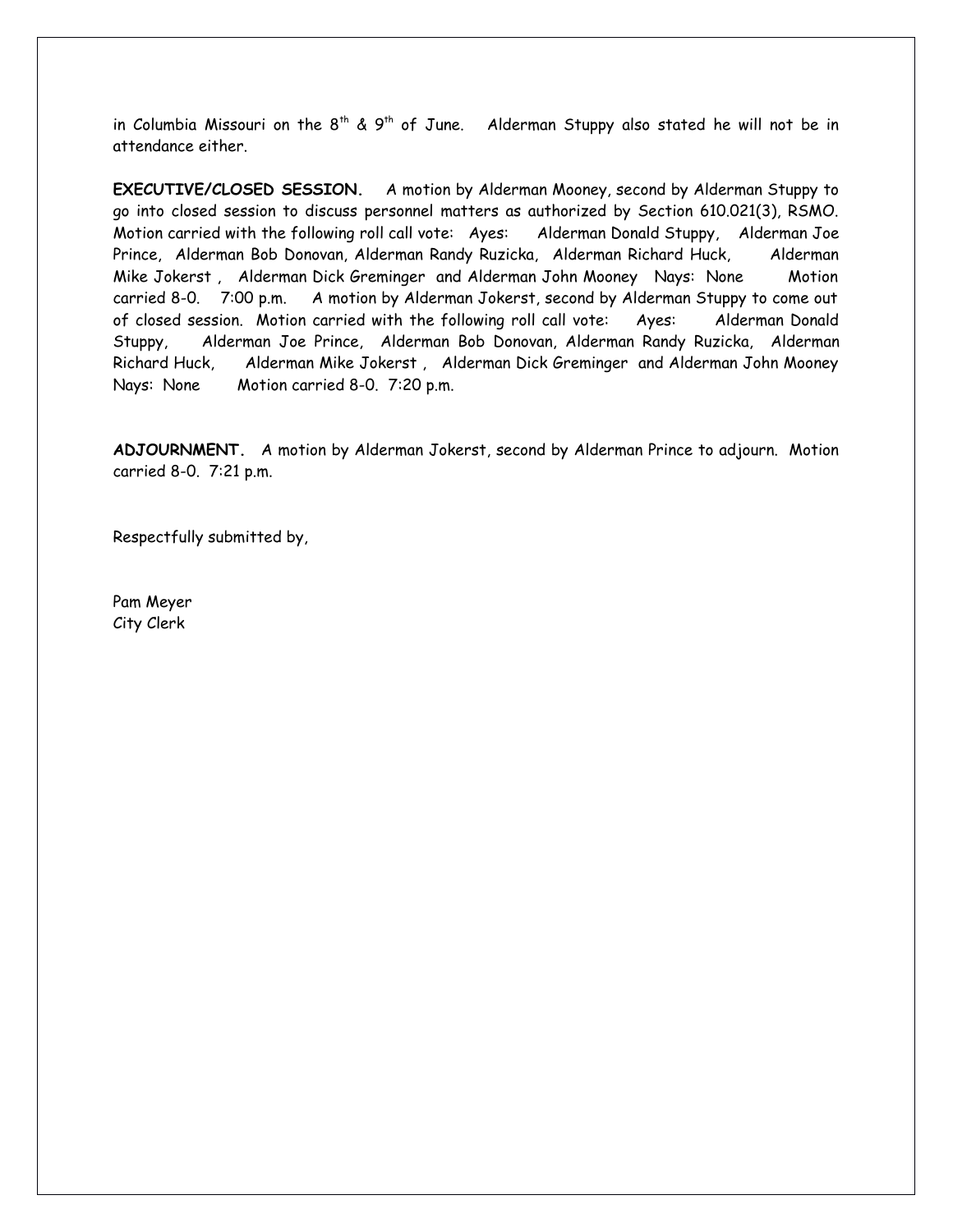in Columbia Missouri on the 8th & 9th of June. Alderman Stuppy also stated he will not be in attendance either.

**EXECUTIVE/CLOSED SESSION.** A motion by Alderman Mooney, second by Alderman Stuppy to go into closed session to discuss personnel matters as authorized by Section 610.021(3), RSMO. Motion carried with the following roll call vote: Ayes: Alderman Donald Stuppy, Alderman Joe Prince, Alderman Bob Donovan, Alderman Randy Ruzicka, Alderman Richard Huck, Alderman Mike Jokerst , Alderman Dick Greminger and Alderman John Mooney Nays: None Motion carried 8-0. 7:00 p.m. A motion by Alderman Jokerst, second by Alderman Stuppy to come out of closed session. Motion carried with the following roll call vote: Ayes: Alderman Donald Stuppy, Alderman Joe Prince, Alderman Bob Donovan, Alderman Randy Ruzicka, Alderman Richard Huck, Alderman Mike Jokerst , Alderman Dick Greminger and Alderman John Mooney Nays: None Motion carried 8-0. 7:20 p.m.

**ADJOURNMENT.** A motion by Alderman Jokerst, second by Alderman Prince to adjourn. Motion carried 8-0. 7:21 p.m.

Respectfully submitted by,

Pam Meyer
City Clerk